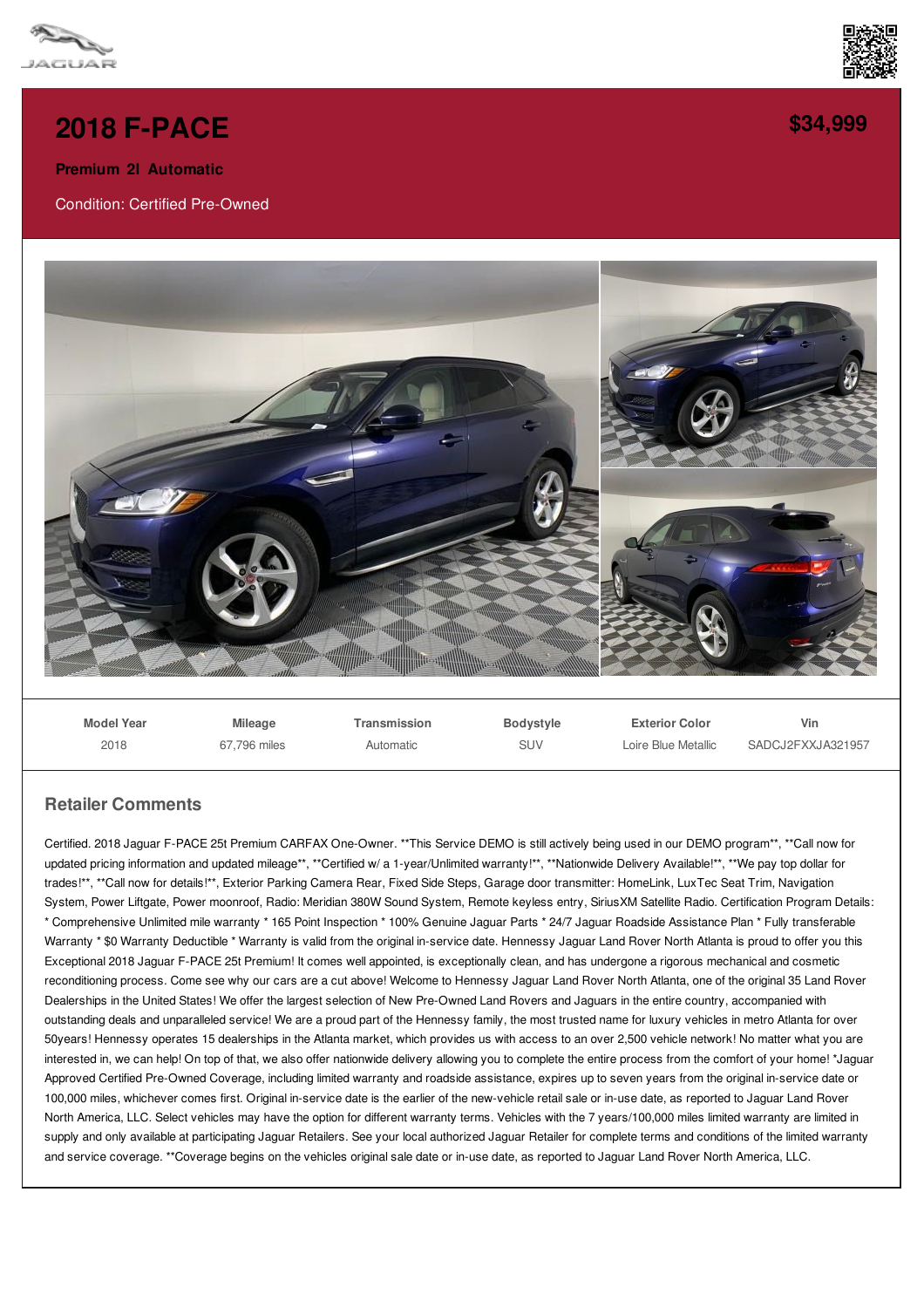# 2018 F-PACE

**$34,999**

**Premium 2l Automatic**

Condition: Certified Pre-Owned

| Model Year | Mileage | Transmission | Bodystyle | Exterior Color | Vin |
|---|---|---|---|---|---|
| 2018 | 67,796 miles | Automatic | SUV | Loire Blue Metallic | SADCJ2FXXJA321957 |

## Retailer Comments

Certified. 2018 Jaguar F-PACE 25t Premium CARFAX One-Owner. **This Service DEMO is still actively being used in our DEMO program**, **Call now for updated pricing information and updated mileage**, **Certified w/ a 1-year/Unlimited warranty!**, **Nationwide Delivery Available!**, **We pay top dollar for trades!**, **Call now for details!**, Exterior Parking Camera Rear, Fixed Side Steps, Garage door transmitter: HomeLink, LuxTec Seat Trim, Navigation System, Power Liftgate, Power moonroof, Radio: Meridian 380W Sound System, Remote keyless entry, SiriusXM Satellite Radio. Certification Program Details: * Comprehensive Unlimited mile warranty * 165 Point Inspection * 100% Genuine Jaguar Parts * 24/7 Jaguar Roadside Assistance Plan * Fully transferable Warranty * $0 Warranty Deductible * Warranty is valid from the original in-service date. Hennessy Jaguar Land Rover North Atlanta is proud to offer you this Exceptional 2018 Jaguar F-PACE 25t Premium! It comes well appointed, is exceptionally clean, and has undergone a rigorous mechanical and cosmetic reconditioning process. Come see why our cars are a cut above! Welcome to Hennessy Jaguar Land Rover North Atlanta, one of the original 35 Land Rover Dealerships in the United States! We offer the largest selection of New Pre-Owned Land Rovers and Jaguars in the entire country, accompanied with outstanding deals and unparalleled service! We are a proud part of the Hennessy family, the most trusted name for luxury vehicles in metro Atlanta for over 50years! Hennessy operates 15 dealerships in the Atlanta market, which provides us with access to an over 2,500 vehicle network! No matter what you are interested in, we can help! On top of that, we also offer nationwide delivery allowing you to complete the entire process from the comfort of your home! *Jaguar Approved Certified Pre-Owned Coverage, including limited warranty and roadside assistance, expires up to seven years from the original in-service date or 100,000 miles, whichever comes first. Original in-service date is the earlier of the new-vehicle retail sale or in-use date, as reported to Jaguar Land Rover North America, LLC. Select vehicles may have the option for different warranty terms. Vehicles with the 7 years/100,000 miles limited warranty are limited in supply and only available at participating Jaguar Retailers. See your local authorized Jaguar Retailer for complete terms and conditions of the limited warranty and service coverage. **Coverage begins on the vehicles original sale date or in-use date, as reported to Jaguar Land Rover North America, LLC.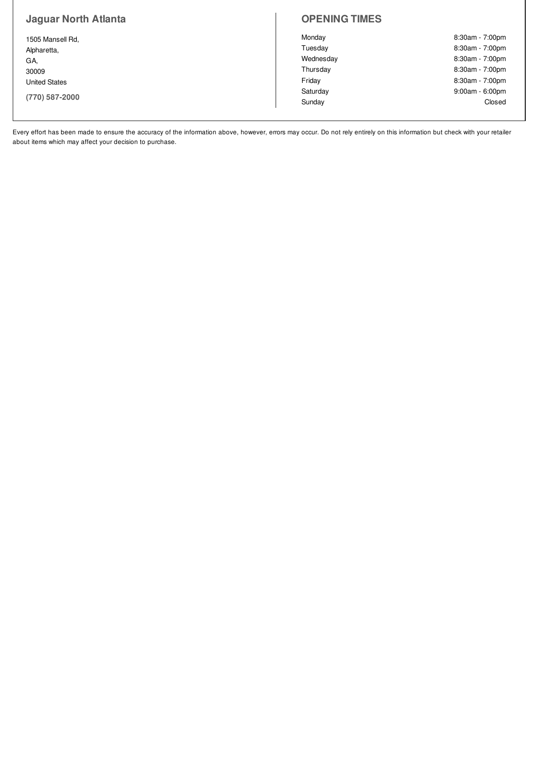## Jaguar North Atlanta

1505 Mansell Rd,
Alpharetta,
GA,
30009
United States

**(770) 587-2000**

## OPENING TIMES

| | |
|---|---|
| Monday | 8:30am - 7:00pm |
| Tuesday | 8:30am - 7:00pm |
| Wednesday | 8:30am - 7:00pm |
| Thursday | 8:30am - 7:00pm |
| Friday | 8:30am - 7:00pm |
| Saturday | 9:00am - 6:00pm |
| Sunday | Closed |

Every effort has been made to ensure the accuracy of the information above, however, errors may occur. Do not rely entirely on this information but check with your retailer about items which may affect your decision to purchase.